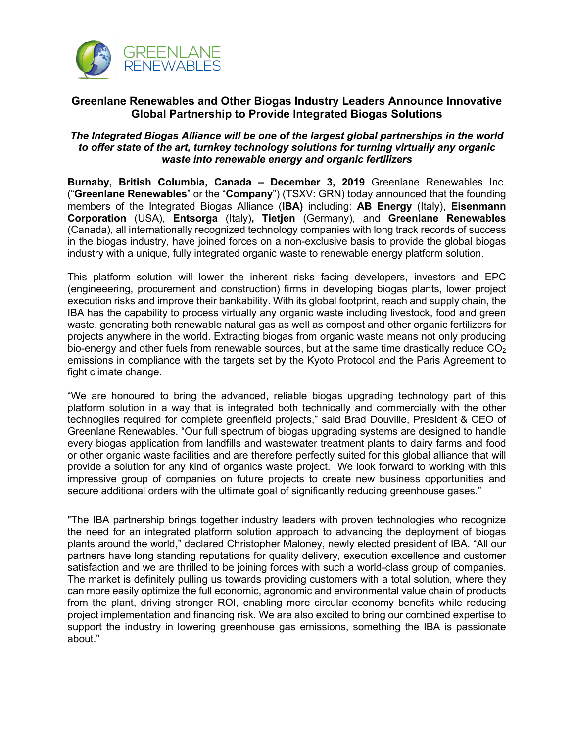GREENLANE
RENEWABLES

## Greenlane Renewables and Other Biogas Industry Leaders Announce Innovative Global Partnership to Provide Integrated Biogas Solutions

***The Integrated Biogas Alliance will be one of the largest global partnerships in the world to offer state of the art, turnkey technology solutions for turning virtually any organic waste into renewable energy and organic fertilizers***

**Burnaby, British Columbia, Canada – December 3, 2019** Greenlane Renewables Inc. ("**Greenlane Renewables**" or the "**Company**") (TSXV: GRN) today announced that the founding members of the Integrated Biogas Alliance (**IBA)** including: **AB Energy** (Italy), **Eisenmann Corporation** (USA), **Entsorga** (Italy)**, Tietjen** (Germany), and **Greenlane Renewables** (Canada), all internationally recognized technology companies with long track records of success in the biogas industry, have joined forces on a non-exclusive basis to provide the global biogas industry with a unique, fully integrated organic waste to renewable energy platform solution.

This platform solution will lower the inherent risks facing developers, investors and EPC (engineeering, procurement and construction) firms in developing biogas plants, lower project execution risks and improve their bankability. With its global footprint, reach and supply chain, the IBA has the capability to process virtually any organic waste including livestock, food and green waste, generating both renewable natural gas as well as compost and other organic fertilizers for projects anywhere in the world. Extracting biogas from organic waste means not only producing bio-energy and other fuels from renewable sources, but at the same time drastically reduce $CO_2$ emissions in compliance with the targets set by the Kyoto Protocol and the Paris Agreement to fight climate change.

"We are honoured to bring the advanced, reliable biogas upgrading technology part of this platform solution in a way that is integrated both technically and commercially with the other technoglies required for complete greenfield projects," said Brad Douville, President & CEO of Greenlane Renewables. "Our full spectrum of biogas upgrading systems are designed to handle every biogas application from landfills and wastewater treatment plants to dairy farms and food or other organic waste facilities and are therefore perfectly suited for this global alliance that will provide a solution for any kind of organics waste project. We look forward to working with this impressive group of companies on future projects to create new business opportunities and secure additional orders with the ultimate goal of significantly reducing greenhouse gases."

"The IBA partnership brings together industry leaders with proven technologies who recognize the need for an integrated platform solution approach to advancing the deployment of biogas plants around the world," declared Christopher Maloney, newly elected president of IBA. "All our partners have long standing reputations for quality delivery, execution excellence and customer satisfaction and we are thrilled to be joining forces with such a world-class group of companies. The market is definitely pulling us towards providing customers with a total solution, where they can more easily optimize the full economic, agronomic and environmental value chain of products from the plant, driving stronger ROI, enabling more circular economy benefits while reducing project implementation and financing risk. We are also excited to bring our combined expertise to support the industry in lowering greenhouse gas emissions, something the IBA is passionate about."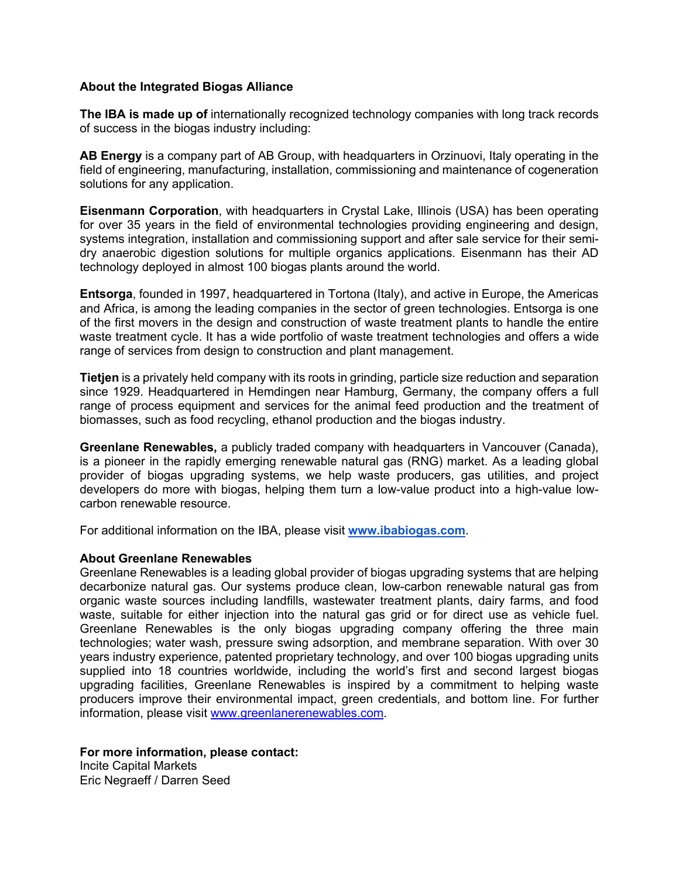**About the Integrated Biogas Alliance**

**The IBA is made up of** internationally recognized technology companies with long track records of success in the biogas industry including:

**AB Energy** is a company part of AB Group, with headquarters in Orzinuovi, Italy operating in the field of engineering, manufacturing, installation, commissioning and maintenance of cogeneration solutions for any application.

**Eisenmann Corporation**, with headquarters in Crystal Lake, Illinois (USA) has been operating for over 35 years in the field of environmental technologies providing engineering and design, systems integration, installation and commissioning support and after sale service for their semi-dry anaerobic digestion solutions for multiple organics applications. Eisenmann has their AD technology deployed in almost 100 biogas plants around the world.

**Entsorga**, founded in 1997, headquartered in Tortona (Italy), and active in Europe, the Americas and Africa, is among the leading companies in the sector of green technologies. Entsorga is one of the first movers in the design and construction of waste treatment plants to handle the entire waste treatment cycle. It has a wide portfolio of waste treatment technologies and offers a wide range of services from design to construction and plant management.

**Tietjen** is a privately held company with its roots in grinding, particle size reduction and separation since 1929. Headquartered in Hemdingen near Hamburg, Germany, the company offers a full range of process equipment and services for the animal feed production and the treatment of biomasses, such as food recycling, ethanol production and the biogas industry.

**Greenlane Renewables,** a publicly traded company with headquarters in Vancouver (Canada), is a pioneer in the rapidly emerging renewable natural gas (RNG) market. As a leading global provider of biogas upgrading systems, we help waste producers, gas utilities, and project developers do more with biogas, helping them turn a low-value product into a high-value low-carbon renewable resource.

For additional information on the IBA, please visit **www.ibabiogas.com**.

**About Greenlane Renewables**
Greenlane Renewables is a leading global provider of biogas upgrading systems that are helping decarbonize natural gas. Our systems produce clean, low-carbon renewable natural gas from organic waste sources including landfills, wastewater treatment plants, dairy farms, and food waste, suitable for either injection into the natural gas grid or for direct use as vehicle fuel. Greenlane Renewables is the only biogas upgrading company offering the three main technologies; water wash, pressure swing adsorption, and membrane separation. With over 30 years industry experience, patented proprietary technology, and over 100 biogas upgrading units supplied into 18 countries worldwide, including the world's first and second largest biogas upgrading facilities, Greenlane Renewables is inspired by a commitment to helping waste producers improve their environmental impact, green credentials, and bottom line. For further information, please visit www.greenlanerenewables.com.

**For more information, please contact:**
Incite Capital Markets
Eric Negraeff / Darren Seed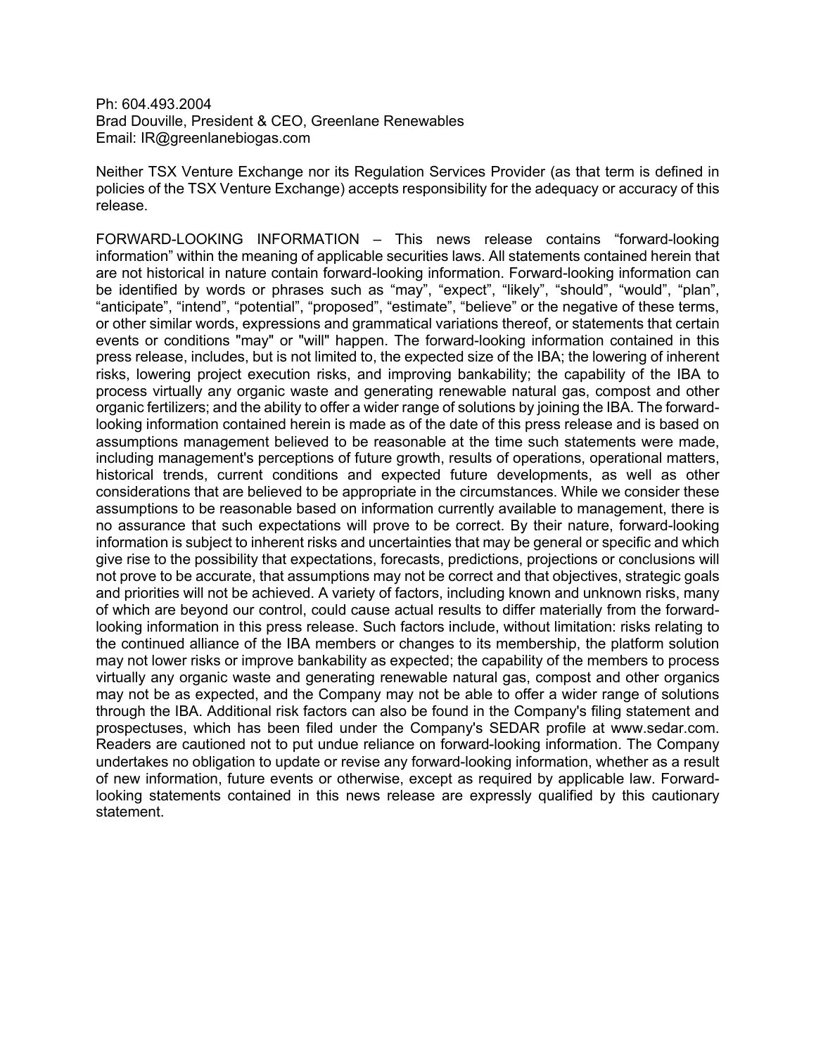Ph: 604.493.2004
Brad Douville, President & CEO, Greenlane Renewables
Email: IR@greenlanebiogas.com

Neither TSX Venture Exchange nor its Regulation Services Provider (as that term is defined in policies of the TSX Venture Exchange) accepts responsibility for the adequacy or accuracy of this release.

FORWARD-LOOKING INFORMATION – This news release contains "forward-looking information" within the meaning of applicable securities laws. All statements contained herein that are not historical in nature contain forward-looking information. Forward-looking information can be identified by words or phrases such as "may", "expect", "likely", "should", "would", "plan", "anticipate", "intend", "potential", "proposed", "estimate", "believe" or the negative of these terms, or other similar words, expressions and grammatical variations thereof, or statements that certain events or conditions "may" or "will" happen. The forward-looking information contained in this press release, includes, but is not limited to, the expected size of the IBA; the lowering of inherent risks, lowering project execution risks, and improving bankability; the capability of the IBA to process virtually any organic waste and generating renewable natural gas, compost and other organic fertilizers; and the ability to offer a wider range of solutions by joining the IBA. The forward-looking information contained herein is made as of the date of this press release and is based on assumptions management believed to be reasonable at the time such statements were made, including management's perceptions of future growth, results of operations, operational matters, historical trends, current conditions and expected future developments, as well as other considerations that are believed to be appropriate in the circumstances. While we consider these assumptions to be reasonable based on information currently available to management, there is no assurance that such expectations will prove to be correct. By their nature, forward-looking information is subject to inherent risks and uncertainties that may be general or specific and which give rise to the possibility that expectations, forecasts, predictions, projections or conclusions will not prove to be accurate, that assumptions may not be correct and that objectives, strategic goals and priorities will not be achieved. A variety of factors, including known and unknown risks, many of which are beyond our control, could cause actual results to differ materially from the forward-looking information in this press release. Such factors include, without limitation: risks relating to the continued alliance of the IBA members or changes to its membership, the platform solution may not lower risks or improve bankability as expected; the capability of the members to process virtually any organic waste and generating renewable natural gas, compost and other organics may not be as expected, and the Company may not be able to offer a wider range of solutions through the IBA. Additional risk factors can also be found in the Company's filing statement and prospectuses, which has been filed under the Company's SEDAR profile at www.sedar.com. Readers are cautioned not to put undue reliance on forward-looking information. The Company undertakes no obligation to update or revise any forward-looking information, whether as a result of new information, future events or otherwise, except as required by applicable law. Forward-looking statements contained in this news release are expressly qualified by this cautionary statement.